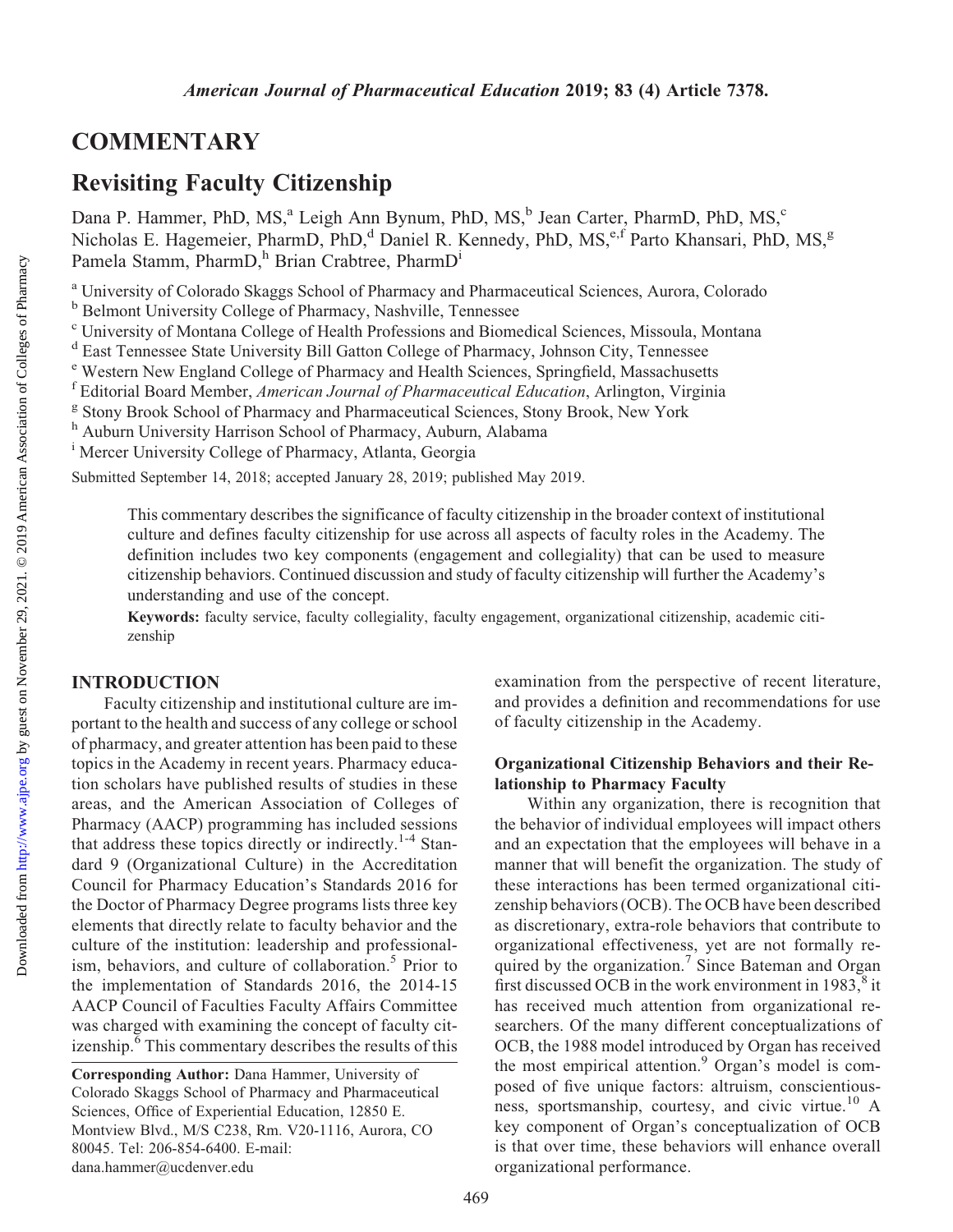# COMMENTARY

## Revisiting Faculty Citizenship

Dana P. Hammer, PhD, MS,[a] Leigh Ann Bynum, PhD, MS,[b] Jean Carter, PharmD, PhD, MS,[c] Nicholas E. Hagemeier, PharmD, PhD,[d] Daniel R. Kennedy, PhD, MS,[e,f] Parto Khansari, PhD, MS,[g] Pamela Stamm, PharmD,[h] Brian Crabtree, PharmD[i]

[a] University of Colorado Skaggs School of Pharmacy and Pharmaceutical Sciences, Aurora, Colorado
[b] Belmont University College of Pharmacy, Nashville, Tennessee
[c] University of Montana College of Health Professions and Biomedical Sciences, Missoula, Montana
[d] East Tennessee State University Bill Gatton College of Pharmacy, Johnson City, Tennessee
[e] Western New England College of Pharmacy and Health Sciences, Springfield, Massachusetts
[f] Editorial Board Member, *American Journal of Pharmaceutical Education*, Arlington, Virginia
[g] Stony Brook School of Pharmacy and Pharmaceutical Sciences, Stony Brook, New York
[h] Auburn University Harrison School of Pharmacy, Auburn, Alabama
[i] Mercer University College of Pharmacy, Atlanta, Georgia

Submitted September 14, 2018; accepted January 28, 2019; published May 2019.

This commentary describes the significance of faculty citizenship in the broader context of institutional culture and defines faculty citizenship for use across all aspects of faculty roles in the Academy. The definition includes two key components (engagement and collegiality) that can be used to measure citizenship behaviors. Continued discussion and study of faculty citizenship will further the Academy's understanding and use of the concept.

**Keywords:** faculty service, faculty collegiality, faculty engagement, organizational citizenship, academic citizenship

### INTRODUCTION

Faculty citizenship and institutional culture are important to the health and success of any college or school of pharmacy, and greater attention has been paid to these topics in the Academy in recent years. Pharmacy education scholars have published results of studies in these areas, and the American Association of Colleges of Pharmacy (AACP) programming has included sessions that address these topics directly or indirectly.[1-4] Standard 9 (Organizational Culture) in the Accreditation Council for Pharmacy Education's Standards 2016 for the Doctor of Pharmacy Degree programs lists three key elements that directly relate to faculty behavior and the culture of the institution: leadership and professionalism, behaviors, and culture of collaboration.[5] Prior to the implementation of Standards 2016, the 2014-15 AACP Council of Faculties Faculty Affairs Committee was charged with examining the concept of faculty citizenship.[6] This commentary describes the results of this examination from the perspective of recent literature, and provides a definition and recommendations for use of faculty citizenship in the Academy.

#### Organizational Citizenship Behaviors and their Relationship to Pharmacy Faculty

Within any organization, there is recognition that the behavior of individual employees will impact others and an expectation that the employees will behave in a manner that will benefit the organization. The study of these interactions has been termed organizational citizenship behaviors (OCB). The OCB have been described as discretionary, extra-role behaviors that contribute to organizational effectiveness, yet are not formally required by the organization.[7] Since Bateman and Organ first discussed OCB in the work environment in 1983,[8] it has received much attention from organizational researchers. Of the many different conceptualizations of OCB, the 1988 model introduced by Organ has received the most empirical attention.[9] Organ's model is composed of five unique factors: altruism, conscientiousness, sportsmanship, courtesy, and civic virtue.[10] A key component of Organ's conceptualization of OCB is that over time, these behaviors will enhance overall organizational performance.

**Corresponding Author:** Dana Hammer, University of Colorado Skaggs School of Pharmacy and Pharmaceutical Sciences, Office of Experiential Education, 12850 E. Montview Blvd., M/S C238, Rm. V20-1116, Aurora, CO 80045. Tel: 206-854-6400. E-mail: dana.hammer@ucdenver.edu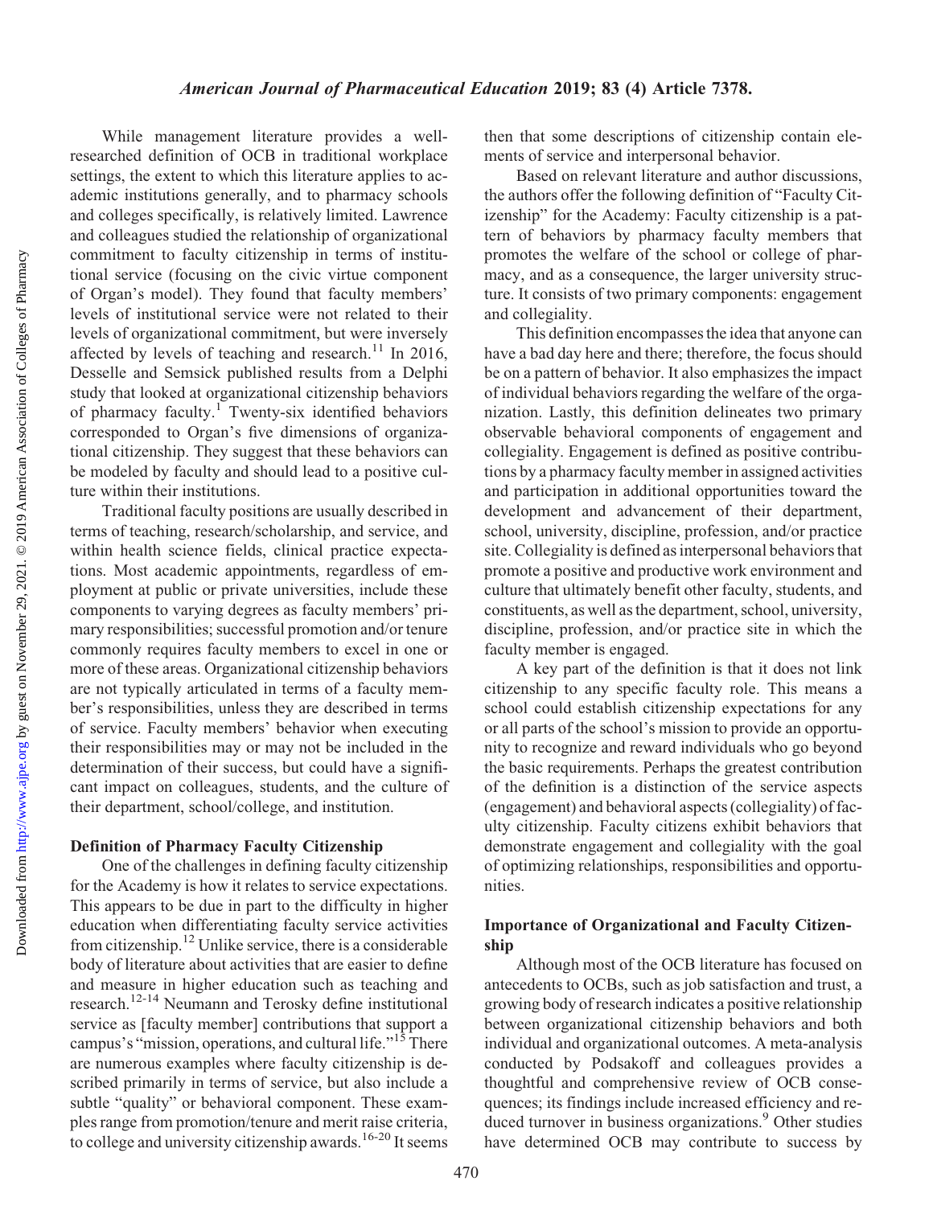While management literature provides a well-researched definition of OCB in traditional workplace settings, the extent to which this literature applies to academic institutions generally, and to pharmacy schools and colleges specifically, is relatively limited. Lawrence and colleagues studied the relationship of organizational commitment to faculty citizenship in terms of institutional service (focusing on the civic virtue component of Organ's model). They found that faculty members' levels of institutional service were not related to their levels of organizational commitment, but were inversely affected by levels of teaching and research.[11] In 2016, Desselle and Semsick published results from a Delphi study that looked at organizational citizenship behaviors of pharmacy faculty.[1] Twenty-six identified behaviors corresponded to Organ's five dimensions of organizational citizenship. They suggest that these behaviors can be modeled by faculty and should lead to a positive culture within their institutions.

Traditional faculty positions are usually described in terms of teaching, research/scholarship, and service, and within health science fields, clinical practice expectations. Most academic appointments, regardless of employment at public or private universities, include these components to varying degrees as faculty members' primary responsibilities; successful promotion and/or tenure commonly requires faculty members to excel in one or more of these areas. Organizational citizenship behaviors are not typically articulated in terms of a faculty member's responsibilities, unless they are described in terms of service. Faculty members' behavior when executing their responsibilities may or may not be included in the determination of their success, but could have a significant impact on colleagues, students, and the culture of their department, school/college, and institution.

### Definition of Pharmacy Faculty Citizenship

One of the challenges in defining faculty citizenship for the Academy is how it relates to service expectations. This appears to be due in part to the difficulty in higher education when differentiating faculty service activities from citizenship.[12] Unlike service, there is a considerable body of literature about activities that are easier to define and measure in higher education such as teaching and research.[12-14] Neumann and Terosky define institutional service as [faculty member] contributions that support a campus's "mission, operations, and cultural life."[15] There are numerous examples where faculty citizenship is described primarily in terms of service, but also include a subtle "quality" or behavioral component. These examples range from promotion/tenure and merit raise criteria, to college and university citizenship awards.[16-20] It seems then that some descriptions of citizenship contain elements of service and interpersonal behavior.

Based on relevant literature and author discussions, the authors offer the following definition of "Faculty Citizenship" for the Academy: Faculty citizenship is a pattern of behaviors by pharmacy faculty members that promotes the welfare of the school or college of pharmacy, and as a consequence, the larger university structure. It consists of two primary components: engagement and collegiality.

This definition encompasses the idea that anyone can have a bad day here and there; therefore, the focus should be on a pattern of behavior. It also emphasizes the impact of individual behaviors regarding the welfare of the organization. Lastly, this definition delineates two primary observable behavioral components of engagement and collegiality. Engagement is defined as positive contributions by a pharmacy faculty member in assigned activities and participation in additional opportunities toward the development and advancement of their department, school, university, discipline, profession, and/or practice site. Collegiality is defined as interpersonal behaviors that promote a positive and productive work environment and culture that ultimately benefit other faculty, students, and constituents, as well as the department, school, university, discipline, profession, and/or practice site in which the faculty member is engaged.

A key part of the definition is that it does not link citizenship to any specific faculty role. This means a school could establish citizenship expectations for any or all parts of the school's mission to provide an opportunity to recognize and reward individuals who go beyond the basic requirements. Perhaps the greatest contribution of the definition is a distinction of the service aspects (engagement) and behavioral aspects (collegiality) of faculty citizenship. Faculty citizens exhibit behaviors that demonstrate engagement and collegiality with the goal of optimizing relationships, responsibilities and opportunities.

### Importance of Organizational and Faculty Citizenship

Although most of the OCB literature has focused on antecedents to OCBs, such as job satisfaction and trust, a growing body of research indicates a positive relationship between organizational citizenship behaviors and both individual and organizational outcomes. A meta-analysis conducted by Podsakoff and colleagues provides a thoughtful and comprehensive review of OCB consequences; its findings include increased efficiency and reduced turnover in business organizations.[9] Other studies have determined OCB may contribute to success by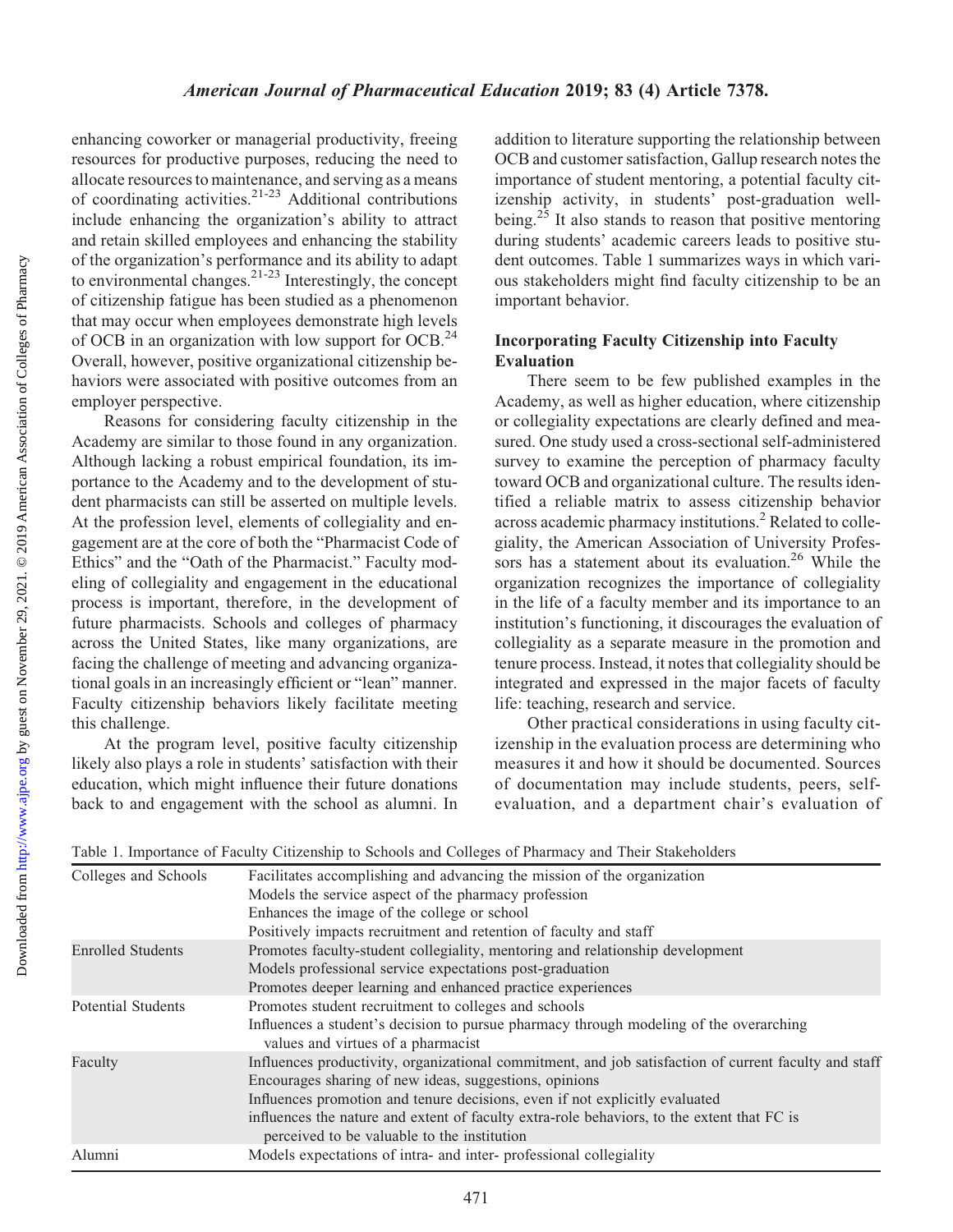enhancing coworker or managerial productivity, freeing resources for productive purposes, reducing the need to allocate resources to maintenance, and serving as a means of coordinating activities.[21-23] Additional contributions include enhancing the organization's ability to attract and retain skilled employees and enhancing the stability of the organization's performance and its ability to adapt to environmental changes.[21-23] Interestingly, the concept of citizenship fatigue has been studied as a phenomenon that may occur when employees demonstrate high levels of OCB in an organization with low support for OCB.[24] Overall, however, positive organizational citizenship behaviors were associated with positive outcomes from an employer perspective.

Reasons for considering faculty citizenship in the Academy are similar to those found in any organization. Although lacking a robust empirical foundation, its importance to the Academy and to the development of student pharmacists can still be asserted on multiple levels. At the profession level, elements of collegiality and engagement are at the core of both the "Pharmacist Code of Ethics" and the "Oath of the Pharmacist." Faculty modeling of collegiality and engagement in the educational process is important, therefore, in the development of future pharmacists. Schools and colleges of pharmacy across the United States, like many organizations, are facing the challenge of meeting and advancing organizational goals in an increasingly efficient or "lean" manner. Faculty citizenship behaviors likely facilitate meeting this challenge.

At the program level, positive faculty citizenship likely also plays a role in students' satisfaction with their education, which might influence their future donations back to and engagement with the school as alumni. In addition to literature supporting the relationship between OCB and customer satisfaction, Gallup research notes the importance of student mentoring, a potential faculty citizenship activity, in students' post-graduation well-being.[25] It also stands to reason that positive mentoring during students' academic careers leads to positive student outcomes. Table 1 summarizes ways in which various stakeholders might find faculty citizenship to be an important behavior.

### Incorporating Faculty Citizenship into Faculty Evaluation

There seem to be few published examples in the Academy, as well as higher education, where citizenship or collegiality expectations are clearly defined and measured. One study used a cross-sectional self-administered survey to examine the perception of pharmacy faculty toward OCB and organizational culture. The results identified a reliable matrix to assess citizenship behavior across academic pharmacy institutions.[2] Related to collegiality, the American Association of University Professors has a statement about its evaluation.[26] While the organization recognizes the importance of collegiality in the life of a faculty member and its importance to an institution's functioning, it discourages the evaluation of collegiality as a separate measure in the promotion and tenure process. Instead, it notes that collegiality should be integrated and expressed in the major facets of faculty life: teaching, research and service.

Other practical considerations in using faculty citizenship in the evaluation process are determining who measures it and how it should be documented. Sources of documentation may include students, peers, self-evaluation, and a department chair's evaluation of

Table 1. Importance of Faculty Citizenship to Schools and Colleges of Pharmacy and Their Stakeholders

| | |
|---|---|
| Colleges and Schools | Facilitates accomplishing and advancing the mission of the organization<br>Models the service aspect of the pharmacy profession<br>Enhances the image of the college or school<br>Positively impacts recruitment and retention of faculty and staff |
| Enrolled Students | Promotes faculty-student collegiality, mentoring and relationship development<br>Models professional service expectations post-graduation<br>Promotes deeper learning and enhanced practice experiences |
| Potential Students | Promotes student recruitment to colleges and schools<br>Influences a student's decision to pursue pharmacy through modeling of the overarching values and virtues of a pharmacist |
| Faculty | Influences productivity, organizational commitment, and job satisfaction of current faculty and staff<br>Encourages sharing of new ideas, suggestions, opinions<br>Influences promotion and tenure decisions, even if not explicitly evaluated<br>influences the nature and extent of faculty extra-role behaviors, to the extent that FC is perceived to be valuable to the institution |
| Alumni | Models expectations of intra- and inter- professional collegiality |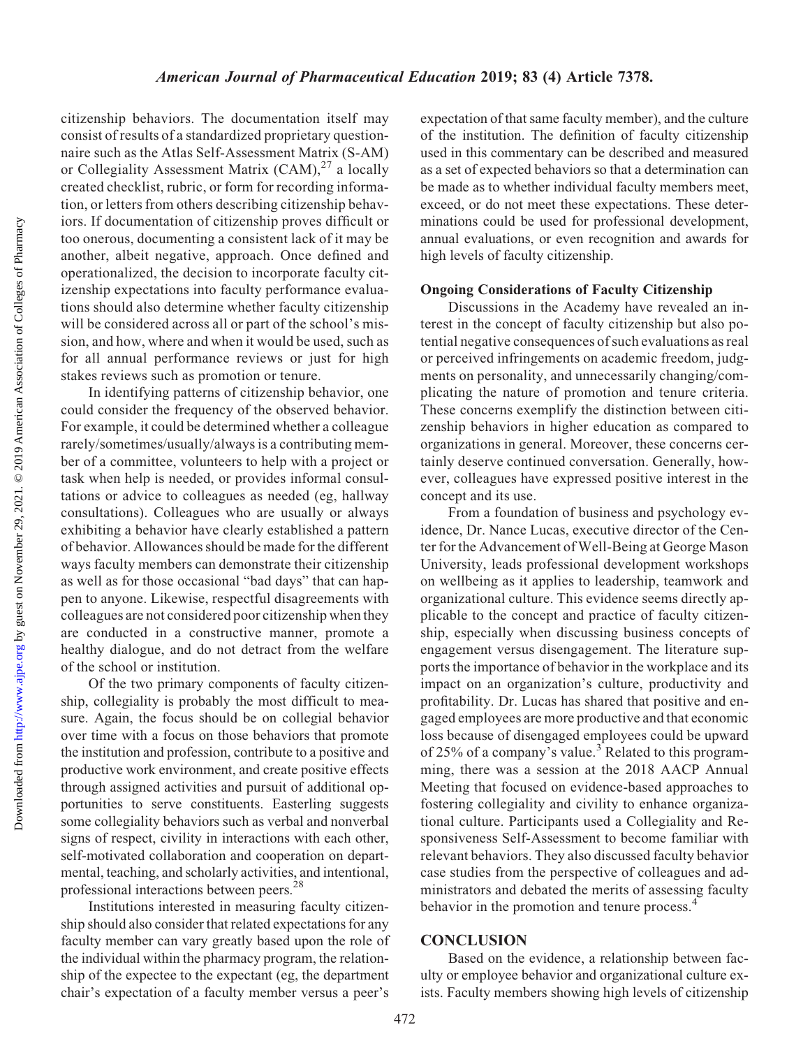citizenship behaviors. The documentation itself may consist of results of a standardized proprietary questionnaire such as the Atlas Self-Assessment Matrix (S-AM) or Collegiality Assessment Matrix (CAM),[27] a locally created checklist, rubric, or form for recording information, or letters from others describing citizenship behaviors. If documentation of citizenship proves difficult or too onerous, documenting a consistent lack of it may be another, albeit negative, approach. Once defined and operationalized, the decision to incorporate faculty citizenship expectations into faculty performance evaluations should also determine whether faculty citizenship will be considered across all or part of the school's mission, and how, where and when it would be used, such as for all annual performance reviews or just for high stakes reviews such as promotion or tenure.

In identifying patterns of citizenship behavior, one could consider the frequency of the observed behavior. For example, it could be determined whether a colleague rarely/sometimes/usually/always is a contributing member of a committee, volunteers to help with a project or task when help is needed, or provides informal consultations or advice to colleagues as needed (eg, hallway consultations). Colleagues who are usually or always exhibiting a behavior have clearly established a pattern of behavior. Allowances should be made for the different ways faculty members can demonstrate their citizenship as well as for those occasional "bad days" that can happen to anyone. Likewise, respectful disagreements with colleagues are not considered poor citizenship when they are conducted in a constructive manner, promote a healthy dialogue, and do not detract from the welfare of the school or institution.

Of the two primary components of faculty citizenship, collegiality is probably the most difficult to measure. Again, the focus should be on collegial behavior over time with a focus on those behaviors that promote the institution and profession, contribute to a positive and productive work environment, and create positive effects through assigned activities and pursuit of additional opportunities to serve constituents. Easterling suggests some collegiality behaviors such as verbal and nonverbal signs of respect, civility in interactions with each other, self-motivated collaboration and cooperation on departmental, teaching, and scholarly activities, and intentional, professional interactions between peers.[28]

Institutions interested in measuring faculty citizenship should also consider that related expectations for any faculty member can vary greatly based upon the role of the individual within the pharmacy program, the relationship of the expectee to the expectant (eg, the department chair's expectation of a faculty member versus a peer's expectation of that same faculty member), and the culture of the institution. The definition of faculty citizenship used in this commentary can be described and measured as a set of expected behaviors so that a determination can be made as to whether individual faculty members meet, exceed, or do not meet these expectations. These determinations could be used for professional development, annual evaluations, or even recognition and awards for high levels of faculty citizenship.

### Ongoing Considerations of Faculty Citizenship

Discussions in the Academy have revealed an interest in the concept of faculty citizenship but also potential negative consequences of such evaluations as real or perceived infringements on academic freedom, judgments on personality, and unnecessarily changing/complicating the nature of promotion and tenure criteria. These concerns exemplify the distinction between citizenship behaviors in higher education as compared to organizations in general. Moreover, these concerns certainly deserve continued conversation. Generally, however, colleagues have expressed positive interest in the concept and its use.

From a foundation of business and psychology evidence, Dr. Nance Lucas, executive director of the Center for the Advancement of Well-Being at George Mason University, leads professional development workshops on wellbeing as it applies to leadership, teamwork and organizational culture. This evidence seems directly applicable to the concept and practice of faculty citizenship, especially when discussing business concepts of engagement versus disengagement. The literature supports the importance of behavior in the workplace and its impact on an organization's culture, productivity and profitability. Dr. Lucas has shared that positive and engaged employees are more productive and that economic loss because of disengaged employees could be upward of 25% of a company's value.[3] Related to this programming, there was a session at the 2018 AACP Annual Meeting that focused on evidence-based approaches to fostering collegiality and civility to enhance organizational culture. Participants used a Collegiality and Responsiveness Self-Assessment to become familiar with relevant behaviors. They also discussed faculty behavior case studies from the perspective of colleagues and administrators and debated the merits of assessing faculty behavior in the promotion and tenure process.[4]

## CONCLUSION

Based on the evidence, a relationship between faculty or employee behavior and organizational culture exists. Faculty members showing high levels of citizenship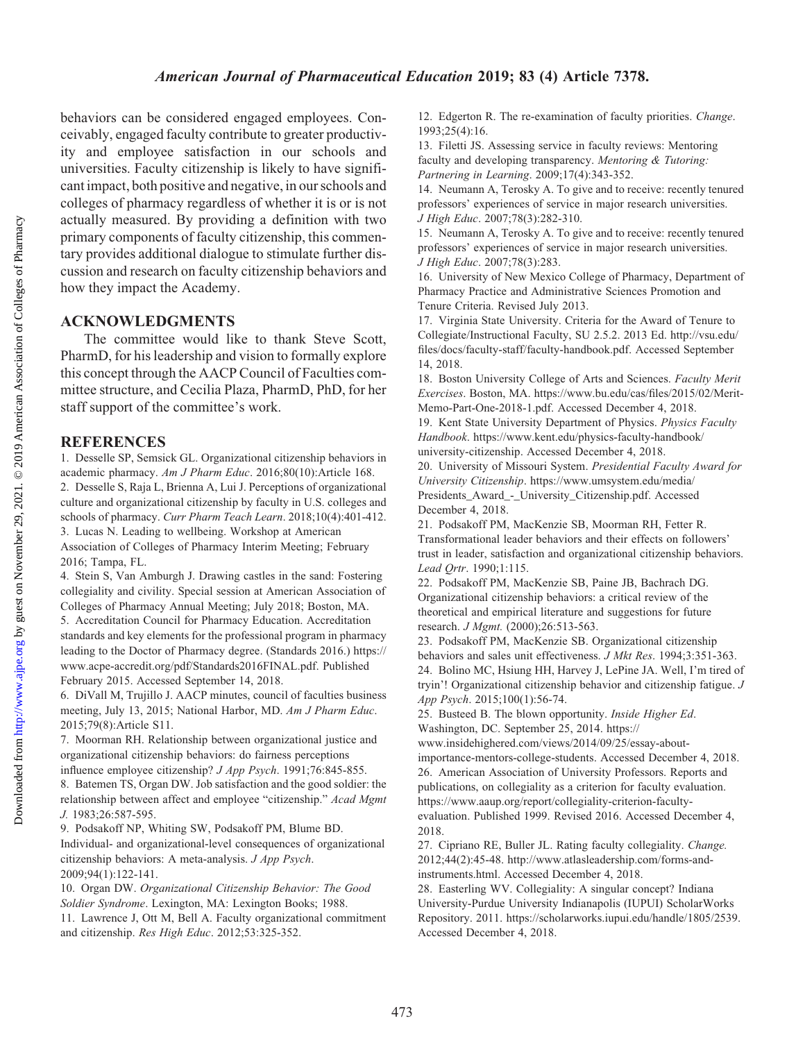behaviors can be considered engaged employees. Conceivably, engaged faculty contribute to greater productivity and employee satisfaction in our schools and universities. Faculty citizenship is likely to have significant impact, both positive and negative, in our schools and colleges of pharmacy regardless of whether it is or is not actually measured. By providing a definition with two primary components of faculty citizenship, this commentary provides additional dialogue to stimulate further discussion and research on faculty citizenship behaviors and how they impact the Academy.

## ACKNOWLEDGMENTS

The committee would like to thank Steve Scott, PharmD, for his leadership and vision to formally explore this concept through the AACP Council of Faculties committee structure, and Cecilia Plaza, PharmD, PhD, for her staff support of the committee's work.

## REFERENCES

1. Desselle SP, Semsick GL. Organizational citizenship behaviors in academic pharmacy. *Am J Pharm Educ*. 2016;80(10):Article 168.
2. Desselle S, Raja L, Brienna A, Lui J. Perceptions of organizational culture and organizational citizenship by faculty in U.S. colleges and schools of pharmacy. *Curr Pharm Teach Learn*. 2018;10(4):401-412.
3. Lucas N. Leading to wellbeing. Workshop at American Association of Colleges of Pharmacy Interim Meeting; February 2016; Tampa, FL.
4. Stein S, Van Amburgh J. Drawing castles in the sand: Fostering collegiality and civility. Special session at American Association of Colleges of Pharmacy Annual Meeting; July 2018; Boston, MA.
5. Accreditation Council for Pharmacy Education. Accreditation standards and key elements for the professional program in pharmacy leading to the Doctor of Pharmacy degree. (Standards 2016.) https://www.acpe-accredit.org/pdf/Standards2016FINAL.pdf. Published February 2015. Accessed September 14, 2018.
6. DiVall M, Trujillo J. AACP minutes, council of faculties business meeting, July 13, 2015; National Harbor, MD. *Am J Pharm Educ*. 2015;79(8):Article S11.
7. Moorman RH. Relationship between organizational justice and organizational citizenship behaviors: do fairness perceptions influence employee citizenship? *J App Psych*. 1991;76:845-855.
8. Batemen TS, Organ DW. Job satisfaction and the good soldier: the relationship between affect and employee "citizenship." *Acad Mgmt J.* 1983;26:587-595.
9. Podsakoff NP, Whiting SW, Podsakoff PM, Blume BD. Individual- and organizational-level consequences of organizational citizenship behaviors: A meta-analysis. *J App Psych*. 2009;94(1):122-141.
10. Organ DW. *Organizational Citizenship Behavior: The Good Soldier Syndrome*. Lexington, MA: Lexington Books; 1988.
11. Lawrence J, Ott M, Bell A. Faculty organizational commitment and citizenship. *Res High Educ*. 2012;53:325-352.
12. Edgerton R. The re-examination of faculty priorities. *Change*. 1993;25(4):16.
13. Filetti JS. Assessing service in faculty reviews: Mentoring faculty and developing transparency. *Mentoring & Tutoring: Partnering in Learning*. 2009;17(4):343-352.
14. Neumann A, Terosky A. To give and to receive: recently tenured professors' experiences of service in major research universities. *J High Educ*. 2007;78(3):282-310.
15. Neumann A, Terosky A. To give and to receive: recently tenured professors' experiences of service in major research universities. *J High Educ*. 2007;78(3):283.
16. University of New Mexico College of Pharmacy, Department of Pharmacy Practice and Administrative Sciences Promotion and Tenure Criteria. Revised July 2013.
17. Virginia State University. Criteria for the Award of Tenure to Collegiate/Instructional Faculty, SU 2.5.2. 2013 Ed. http://vsu.edu/files/docs/faculty-staff/faculty-handbook.pdf. Accessed September 14, 2018.
18. Boston University College of Arts and Sciences. *Faculty Merit Exercises*. Boston, MA. https://www.bu.edu/cas/files/2015/02/Merit-Memo-Part-One-2018-1.pdf. Accessed December 4, 2018.
19. Kent State University Department of Physics. *Physics Faculty Handbook*. https://www.kent.edu/physics-faculty-handbook/university-citizenship. Accessed December 4, 2018.
20. University of Missouri System. *Presidential Faculty Award for University Citizenship*. https://www.umsystem.edu/media/Presidents_Award_-_University_Citizenship.pdf. Accessed December 4, 2018.
21. Podsakoff PM, MacKenzie SB, Moorman RH, Fetter R. Transformational leader behaviors and their effects on followers' trust in leader, satisfaction and organizational citizenship behaviors. *Lead Qrtr*. 1990;1:115.
22. Podsakoff PM, MacKenzie SB, Paine JB, Bachrach DG. Organizational citizenship behaviors: a critical review of the theoretical and empirical literature and suggestions for future research. *J Mgmt.* (2000);26:513-563.
23. Podsakoff PM, MacKenzie SB. Organizational citizenship behaviors and sales unit effectiveness. *J Mkt Res*. 1994;3:351-363.
24. Bolino MC, Hsiung HH, Harvey J, LePine JA. Well, I'm tired of tryin'! Organizational citizenship behavior and citizenship fatigue. *J App Psych*. 2015;100(1):56-74.
25. Busteed B. The blown opportunity. *Inside Higher Ed*. Washington, DC. September 25, 2014. https://www.insidehighered.com/views/2014/09/25/essay-about-importance-mentors-college-students. Accessed December 4, 2018.
26. American Association of University Professors. Reports and publications, on collegiality as a criterion for faculty evaluation. https://www.aaup.org/report/collegiality-criterion-faculty-evaluation. Published 1999. Revised 2016. Accessed December 4, 2018.
27. Cipriano RE, Buller JL. Rating faculty collegiality. *Change.* 2012;44(2):45-48. http://www.atlasleadership.com/forms-and-instruments.html. Accessed December 4, 2018.
28. Easterling WV. Collegiality: A singular concept? Indiana University-Purdue University Indianapolis (IUPUI) ScholarWorks Repository. 2011. https://scholarworks.iupui.edu/handle/1805/2539. Accessed December 4, 2018.